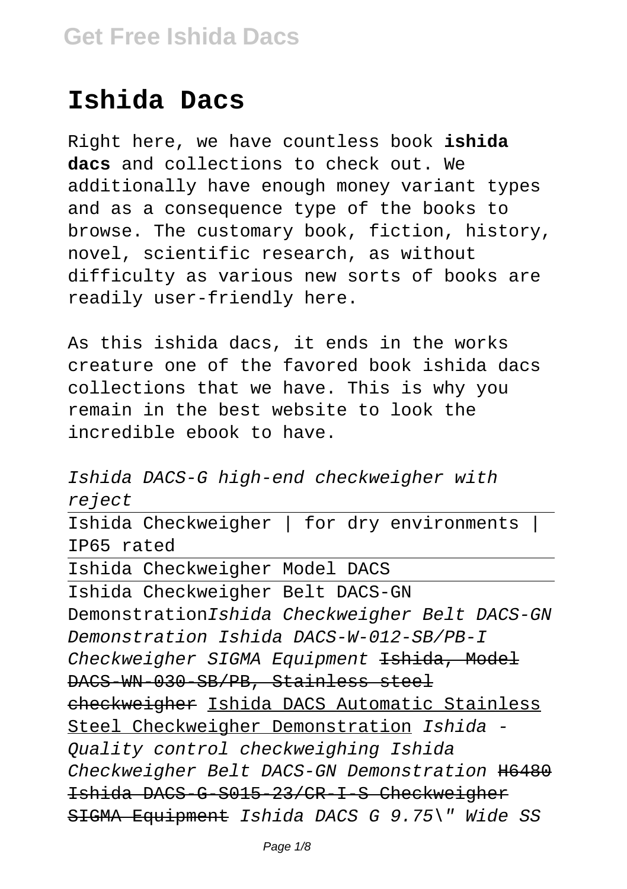# Ishida Dacs

Right here, we have countless book **ishida dacs** and collections to check out. We additionally have enough money variant types and as a consequence type of the books to browse. The customary book, fiction, history, novel, scientific research, as without difficulty as various new sorts of books are readily user-friendly here.

As this ishida dacs, it ends in the works creature one of the favored book ishida dacs collections that we have. This is why you remain in the best website to look the incredible ebook to have.

*Ishida DACS-G high-end checkweigher with reject*

Ishida Checkweigher | for dry environments | IP65 rated

Ishida Checkweigher Model DACS

Ishida Checkweigher Belt DACS-GN Demonstration*Ishida Checkweigher Belt DACS-GN Demonstration Ishida DACS-W-012-SB/PB-I Checkweigher SIGMA Equipment* ~~Ishida, Model DACS-WN-030-SB/PB, Stainless steel checkweigher~~ Ishida DACS Automatic Stainless Steel Checkweigher Demonstration *Ishida - Quality control checkweighing Ishida Checkweigher Belt DACS-GN Demonstration* ~~H6480 Ishida DACS-G-S015-23/CR-I-S Checkweigher SIGMA Equipment~~ *Ishida DACS G 9.75\" Wide SS*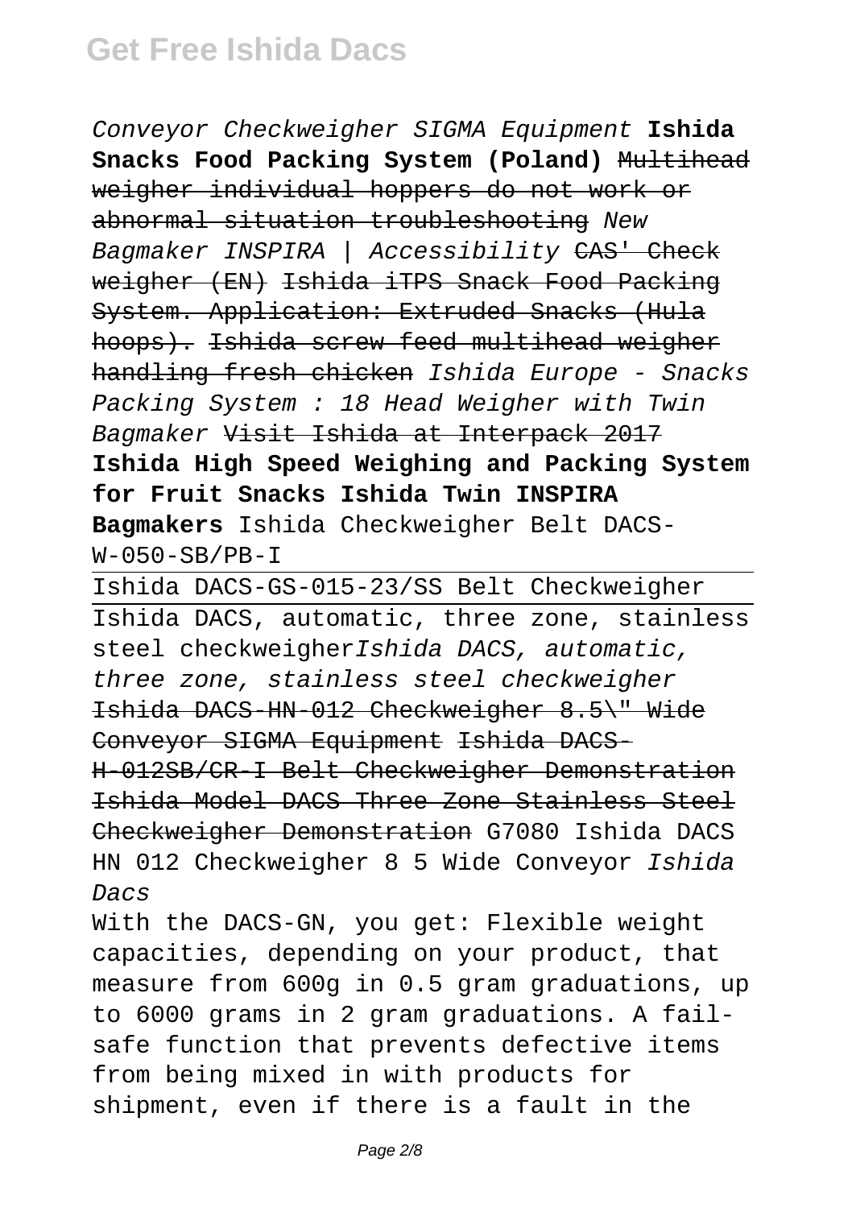Conveyor Checkweigher SIGMA Equipment **Ishida Snacks Food Packing System (Poland)** ~~Multihead weigher individual hoppers do not work or abnormal situation troubleshooting~~ *New Bagmaker INSPIRA | Accessibility* ~~CAS' Check weigher (EN)~~ ~~Ishida iTPS Snack Food Packing System. Application: Extruded Snacks (Hula hoops).~~ ~~Ishida screw feed multihead weigher handling fresh chicken~~ *Ishida Europe - Snacks Packing System : 18 Head Weigher with Twin Bagmaker* ~~Visit Ishida at Interpack 2017~~ **Ishida High Speed Weighing and Packing System for Fruit Snacks Ishida Twin INSPIRA Bagmakers** Ishida Checkweigher Belt DACS-W-050-SB/PB-I

Ishida DACS-GS-015-23/SS Belt Checkweigher

Ishida DACS, automatic, three zone, stainless steel checkweigher*Ishida DACS, automatic, three zone, stainless steel checkweigher* ~~Ishida DACS-HN-012 Checkweigher 8.5\" Wide Conveyor SIGMA Equipment~~ ~~Ishida DACS-H-012SB/CR-I Belt Checkweigher Demonstration~~ ~~Ishida Model DACS Three Zone Stainless Steel Checkweigher Demonstration~~ G7080 Ishida DACS HN 012 Checkweigher 8 5 Wide Conveyor *Ishida Dacs*

With the DACS-GN, you get: Flexible weight capacities, depending on your product, that measure from 600g in 0.5 gram graduations, up to 6000 grams in 2 gram graduations. A fail-safe function that prevents defective items from being mixed in with products for shipment, even if there is a fault in the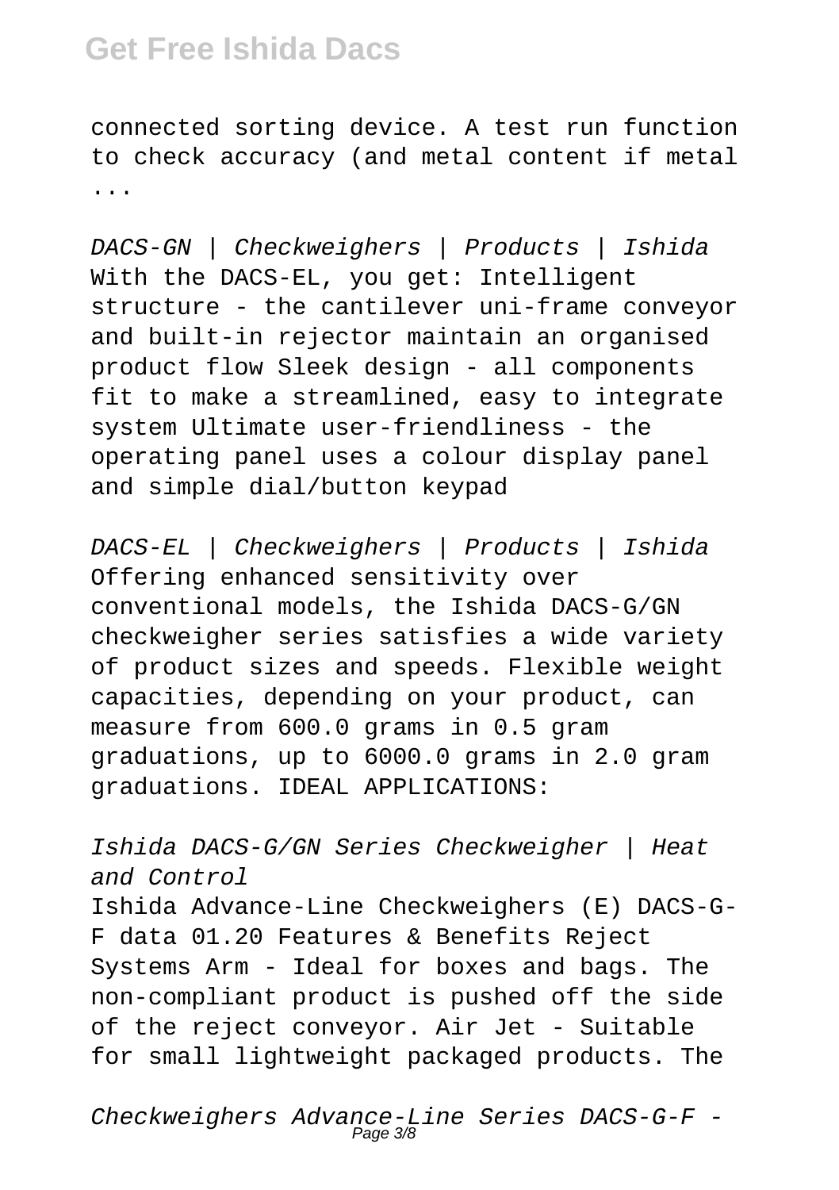connected sorting device. A test run function to check accuracy (and metal content if metal ...

*DACS-GN | Checkweighers | Products | Ishida*
With the DACS-EL, you get: Intelligent structure - the cantilever uni-frame conveyor and built-in rejector maintain an organised product flow Sleek design - all components fit to make a streamlined, easy to integrate system Ultimate user-friendliness - the operating panel uses a colour display panel and simple dial/button keypad

*DACS-EL | Checkweighers | Products | Ishida*
Offering enhanced sensitivity over conventional models, the Ishida DACS-G/GN checkweigher series satisfies a wide variety of product sizes and speeds. Flexible weight capacities, depending on your product, can measure from 600.0 grams in 0.5 gram graduations, up to 6000.0 grams in 2.0 gram graduations. IDEAL APPLICATIONS:

*Ishida DACS-G/GN Series Checkweigher | Heat and Control*
Ishida Advance-Line Checkweighers (E) DACS-G-F data 01.20 Features & Benefits Reject Systems Arm - Ideal for boxes and bags. The non-compliant product is pushed off the side of the reject conveyor. Air Jet - Suitable for small lightweight packaged products. The

*Checkweighers Advance-Line Series DACS-G-F -*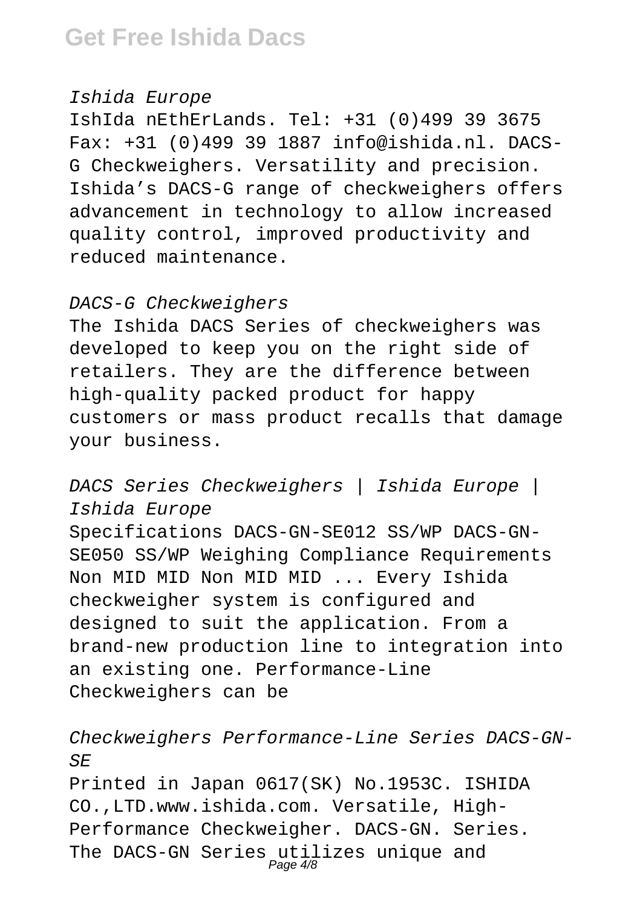*Ishida Europe*

IshIda nEthErLands. Tel: +31 (0)499 39 3675 Fax: +31 (0)499 39 1887 info@ishida.nl. DACS-G Checkweighers. Versatility and precision. Ishida's DACS-G range of checkweighers offers advancement in technology to allow increased quality control, improved productivity and reduced maintenance.

*DACS-G Checkweighers*

The Ishida DACS Series of checkweighers was developed to keep you on the right side of retailers. They are the difference between high-quality packed product for happy customers or mass product recalls that damage your business.

*DACS Series Checkweighers | Ishida Europe | Ishida Europe*

Specifications DACS-GN-SE012 SS/WP DACS-GN-SE050 SS/WP Weighing Compliance Requirements Non MID MID Non MID MID ... Every Ishida checkweigher system is configured and designed to suit the application. From a brand-new production line to integration into an existing one. Performance-Line Checkweighers can be

*Checkweighers Performance-Line Series DACS-GN-SE*

Printed in Japan 0617(SK) No.1953C. ISHIDA CO.,LTD.www.ishida.com. Versatile, High-Performance Checkweigher. DACS-GN. Series. The DACS-GN Series utilizes unique and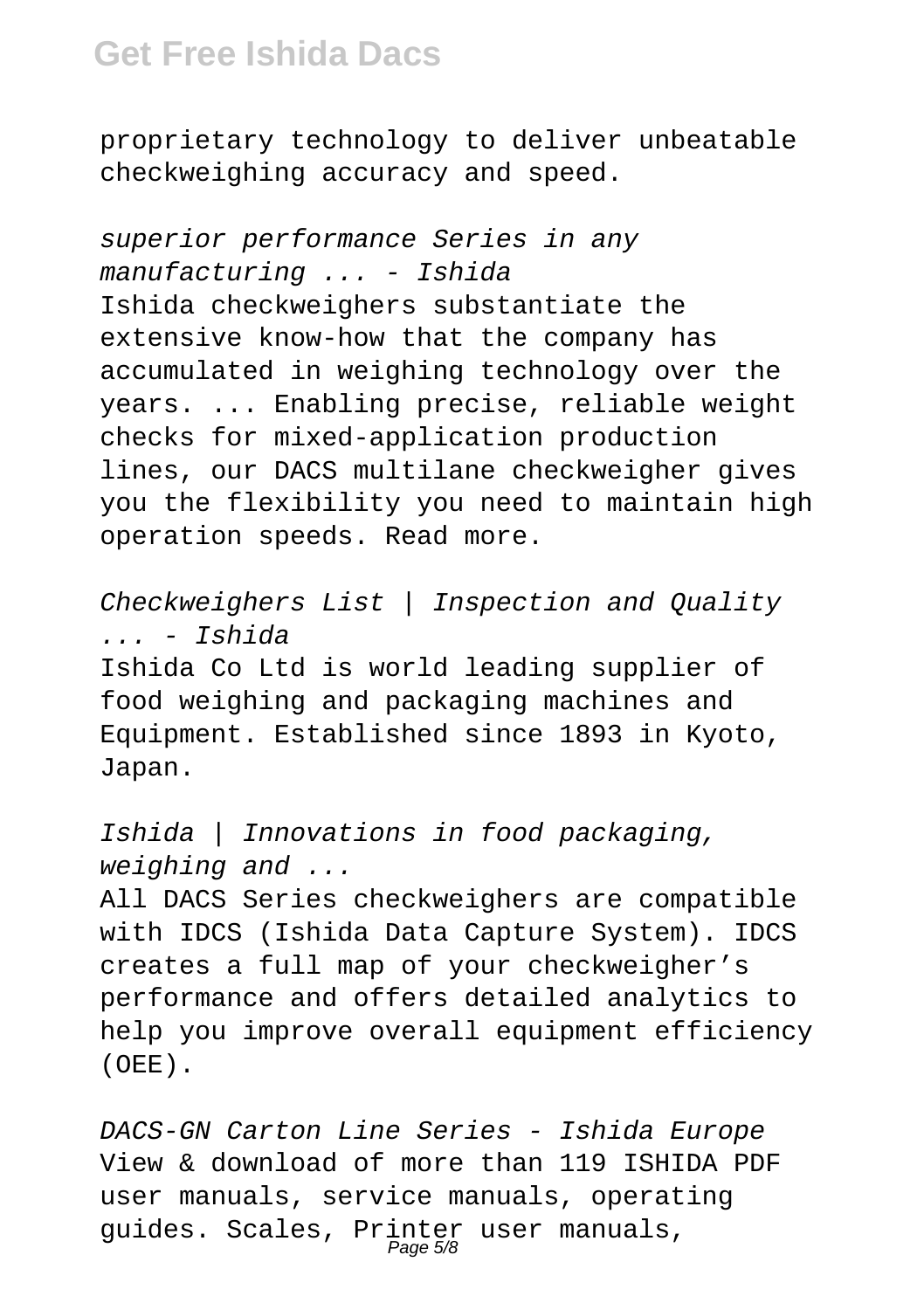proprietary technology to deliver unbeatable checkweighing accuracy and speed.

*superior performance Series in any manufacturing ... - Ishida*

Ishida checkweighers substantiate the extensive know-how that the company has accumulated in weighing technology over the years. ... Enabling precise, reliable weight checks for mixed-application production lines, our DACS multilane checkweigher gives you the flexibility you need to maintain high operation speeds. Read more.

*Checkweighers List | Inspection and Quality ... - Ishida*

Ishida Co Ltd is world leading supplier of food weighing and packaging machines and Equipment. Established since 1893 in Kyoto, Japan.

*Ishida | Innovations in food packaging, weighing and ...*

All DACS Series checkweighers are compatible with IDCS (Ishida Data Capture System). IDCS creates a full map of your checkweigher's performance and offers detailed analytics to help you improve overall equipment efficiency (OEE).

*DACS-GN Carton Line Series - Ishida Europe*

View & download of more than 119 ISHIDA PDF user manuals, service manuals, operating guides. Scales, Printer user manuals,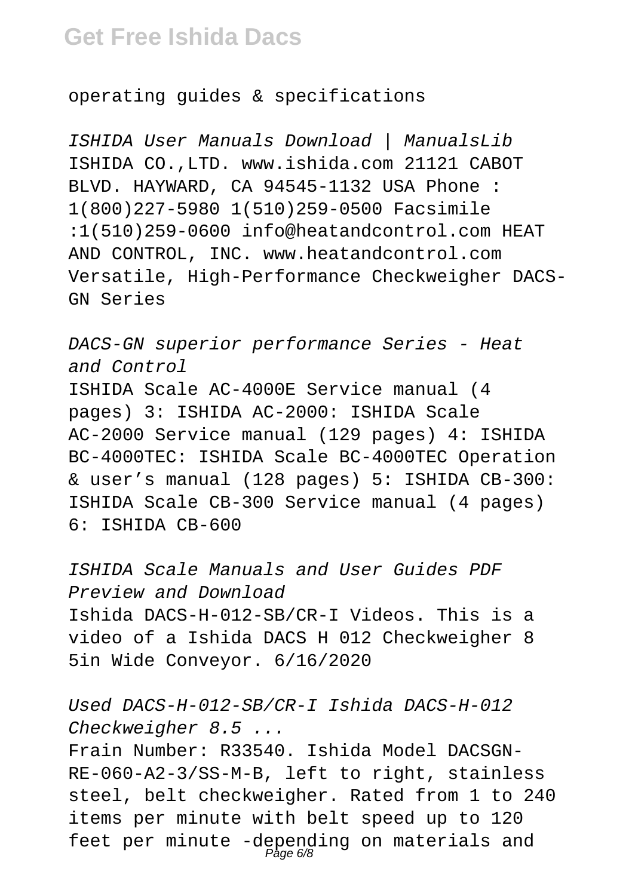operating guides & specifications

*ISHIDA User Manuals Download | ManualsLib*
ISHIDA CO.,LTD. www.ishida.com 21121 CABOT BLVD. HAYWARD, CA 94545-1132 USA Phone : 1(800)227-5980 1(510)259-0500 Facsimile :1(510)259-0600 info@heatandcontrol.com HEAT AND CONTROL, INC. www.heatandcontrol.com Versatile, High-Performance Checkweigher DACS-GN Series

*DACS-GN superior performance Series - Heat and Control*
ISHIDA Scale AC-4000E Service manual (4 pages) 3: ISHIDA AC-2000: ISHIDA Scale AC-2000 Service manual (129 pages) 4: ISHIDA BC-4000TEC: ISHIDA Scale BC-4000TEC Operation & user's manual (128 pages) 5: ISHIDA CB-300: ISHIDA Scale CB-300 Service manual (4 pages) 6: ISHIDA CB-600

*ISHIDA Scale Manuals and User Guides PDF Preview and Download*
Ishida DACS-H-012-SB/CR-I Videos. This is a video of a Ishida DACS H 012 Checkweigher 8 5in Wide Conveyor. 6/16/2020

*Used DACS-H-012-SB/CR-I Ishida DACS-H-012 Checkweigher 8.5 ...*
Frain Number: R33540. Ishida Model DACSGN-RE-060-A2-3/SS-M-B, left to right, stainless steel, belt checkweigher. Rated from 1 to 240 items per minute with belt speed up to 120 feet per minute -depending on materials and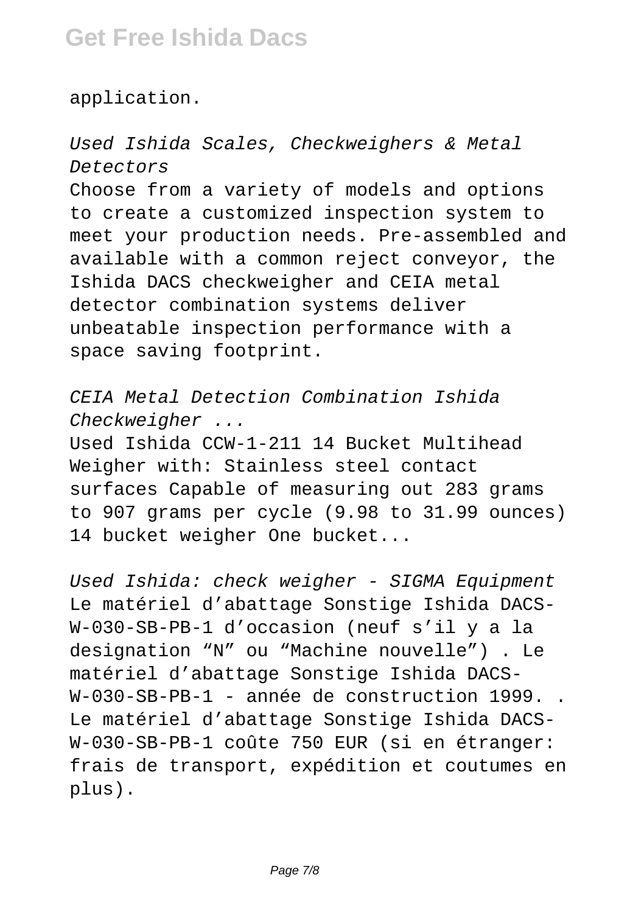application.

*Used Ishida Scales, Checkweighers & Metal Detectors*

Choose from a variety of models and options to create a customized inspection system to meet your production needs. Pre-assembled and available with a common reject conveyor, the Ishida DACS checkweigher and CEIA metal detector combination systems deliver unbeatable inspection performance with a space saving footprint.

*CEIA Metal Detection Combination Ishida Checkweigher ...*

Used Ishida CCW-1-211 14 Bucket Multihead Weigher with: Stainless steel contact surfaces Capable of measuring out 283 grams to 907 grams per cycle (9.98 to 31.99 ounces) 14 bucket weigher One bucket...

*Used Ishida: check weigher - SIGMA Equipment*

Le matériel d'abattage Sonstige Ishida DACS-W-030-SB-PB-1 d'occasion (neuf s'il y a la designation "N" ou "Machine nouvelle") . Le matériel d'abattage Sonstige Ishida DACS-W-030-SB-PB-1 - année de construction 1999. . Le matériel d'abattage Sonstige Ishida DACS-W-030-SB-PB-1 coûte 750 EUR (si en étranger: frais de transport, expédition et coutumes en plus).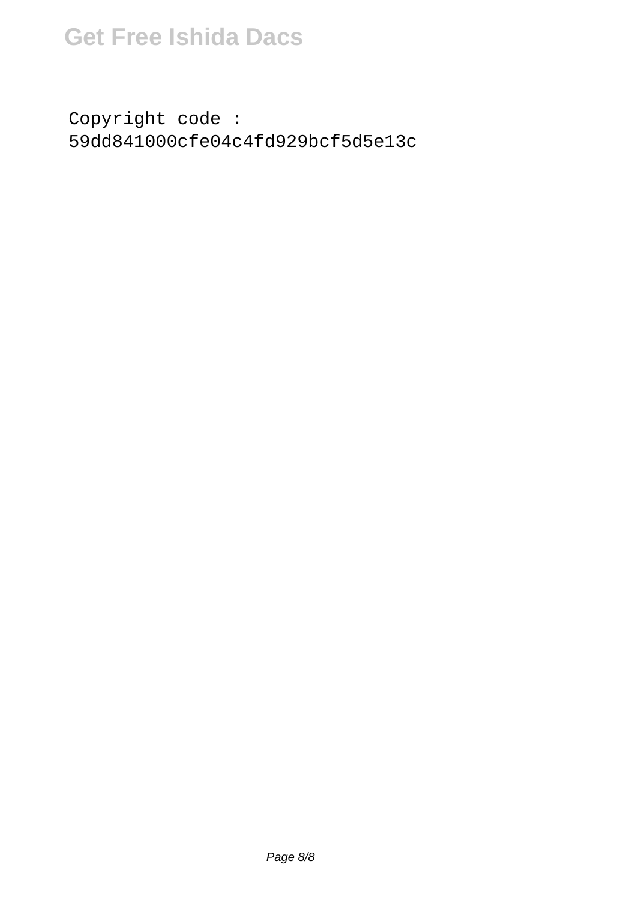Copyright code : 59dd841000cfe04c4fd929bcf5d5e13c